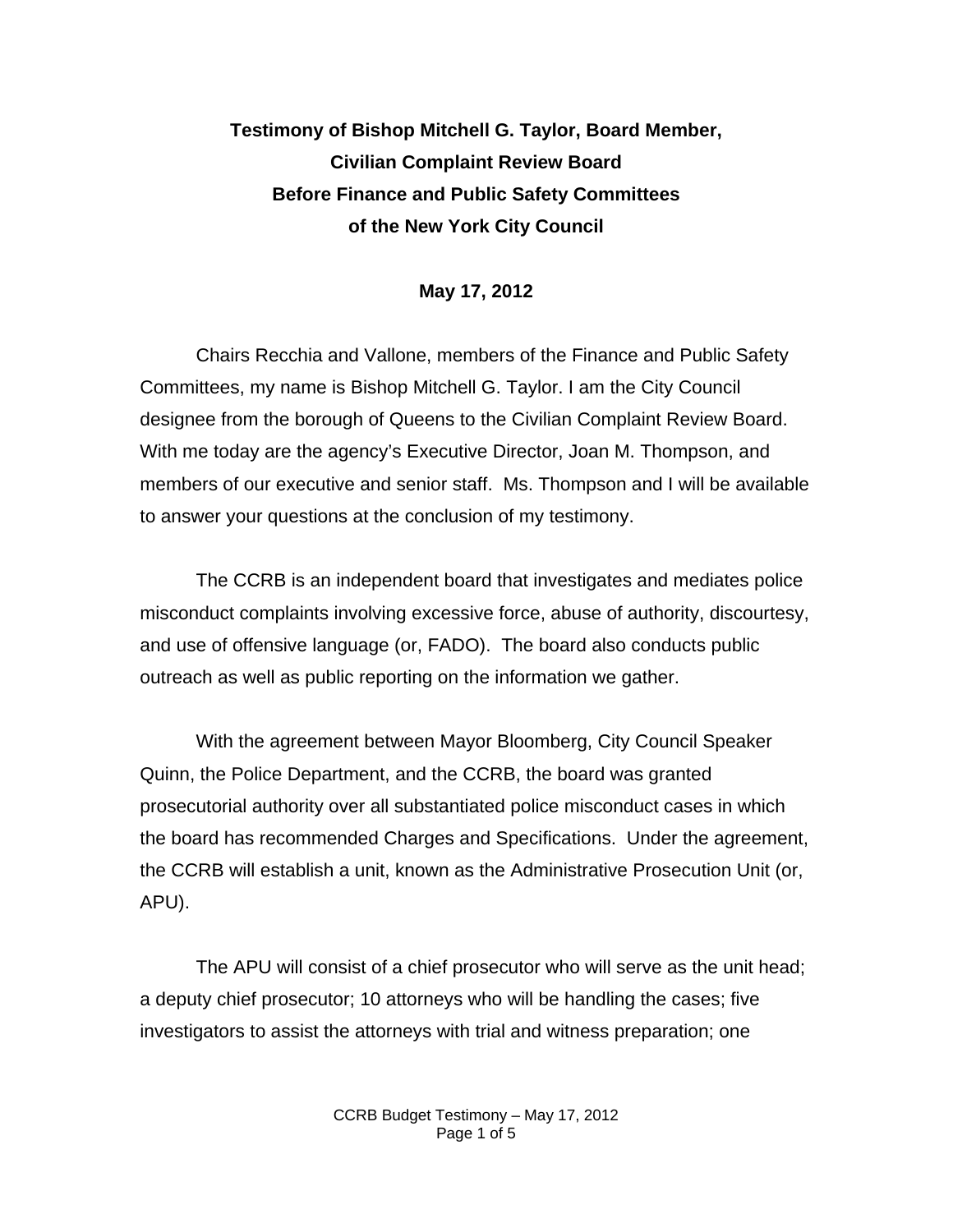# Testimony of Bishop Mitchell G. Taylor, Board Member, Civilian Complaint Review Board Before Finance and Public Safety Committees of the New York City Council

**May 17, 2012**

Chairs Recchia and Vallone, members of the Finance and Public Safety Committees, my name is Bishop Mitchell G. Taylor. I am the City Council designee from the borough of Queens to the Civilian Complaint Review Board. With me today are the agency's Executive Director, Joan M. Thompson, and members of our executive and senior staff. Ms. Thompson and I will be available to answer your questions at the conclusion of my testimony.

The CCRB is an independent board that investigates and mediates police misconduct complaints involving excessive force, abuse of authority, discourtesy, and use of offensive language (or, FADO). The board also conducts public outreach as well as public reporting on the information we gather.

With the agreement between Mayor Bloomberg, City Council Speaker Quinn, the Police Department, and the CCRB, the board was granted prosecutorial authority over all substantiated police misconduct cases in which the board has recommended Charges and Specifications. Under the agreement, the CCRB will establish a unit, known as the Administrative Prosecution Unit (or, APU).

The APU will consist of a chief prosecutor who will serve as the unit head; a deputy chief prosecutor; 10 attorneys who will be handling the cases; five investigators to assist the attorneys with trial and witness preparation; one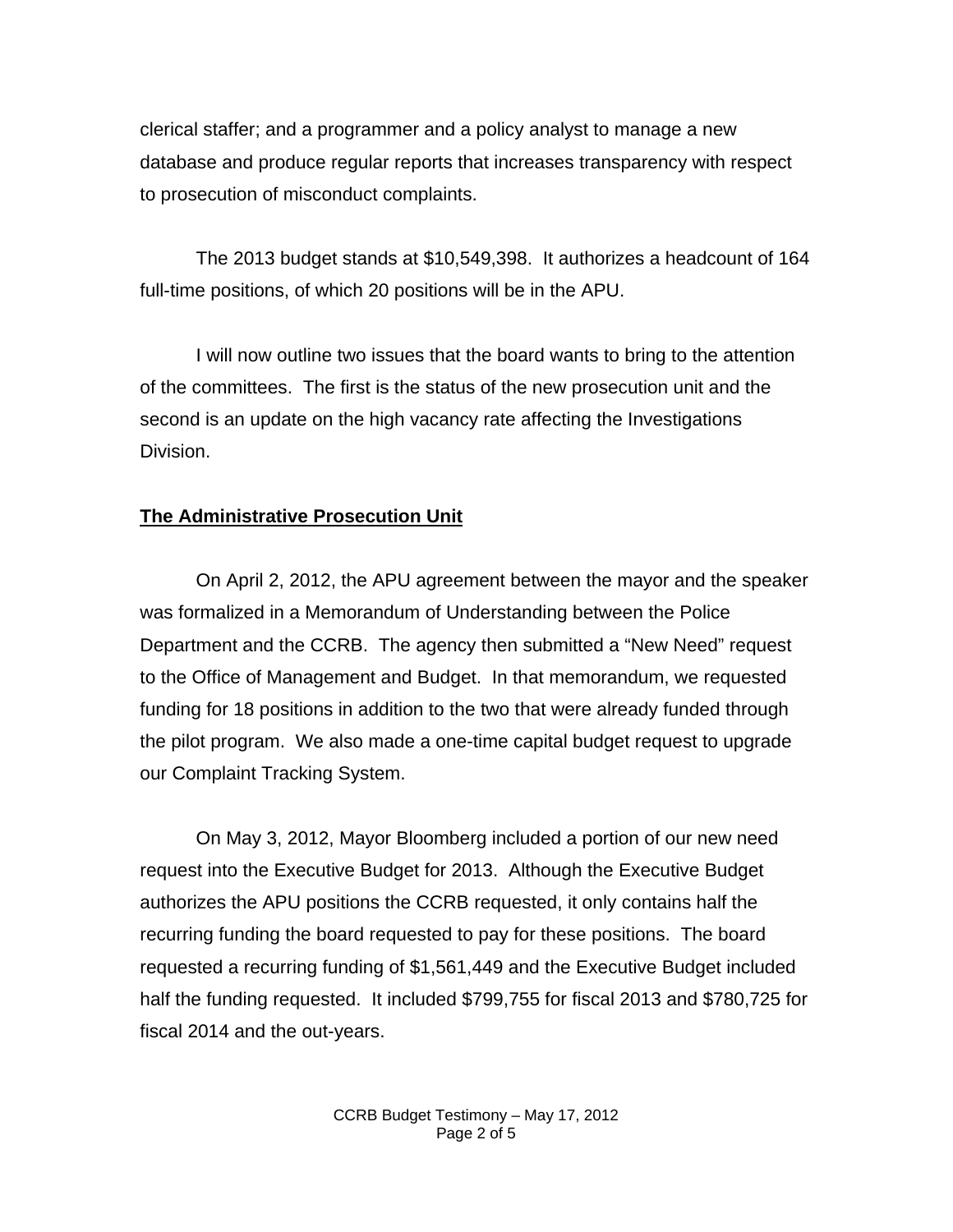clerical staffer; and a programmer and a policy analyst to manage a new database and produce regular reports that increases transparency with respect to prosecution of misconduct complaints.

The 2013 budget stands at $10,549,398. It authorizes a headcount of 164 full-time positions, of which 20 positions will be in the APU.

I will now outline two issues that the board wants to bring to the attention of the committees. The first is the status of the new prosecution unit and the second is an update on the high vacancy rate affecting the Investigations Division.

**The Administrative Prosecution Unit**

On April 2, 2012, the APU agreement between the mayor and the speaker was formalized in a Memorandum of Understanding between the Police Department and the CCRB. The agency then submitted a "New Need" request to the Office of Management and Budget. In that memorandum, we requested funding for 18 positions in addition to the two that were already funded through the pilot program. We also made a one-time capital budget request to upgrade our Complaint Tracking System.

On May 3, 2012, Mayor Bloomberg included a portion of our new need request into the Executive Budget for 2013. Although the Executive Budget authorizes the APU positions the CCRB requested, it only contains half the recurring funding the board requested to pay for these positions. The board requested a recurring funding of $1,561,449 and the Executive Budget included half the funding requested. It included $799,755 for fiscal 2013 and $780,725 for fiscal 2014 and the out-years.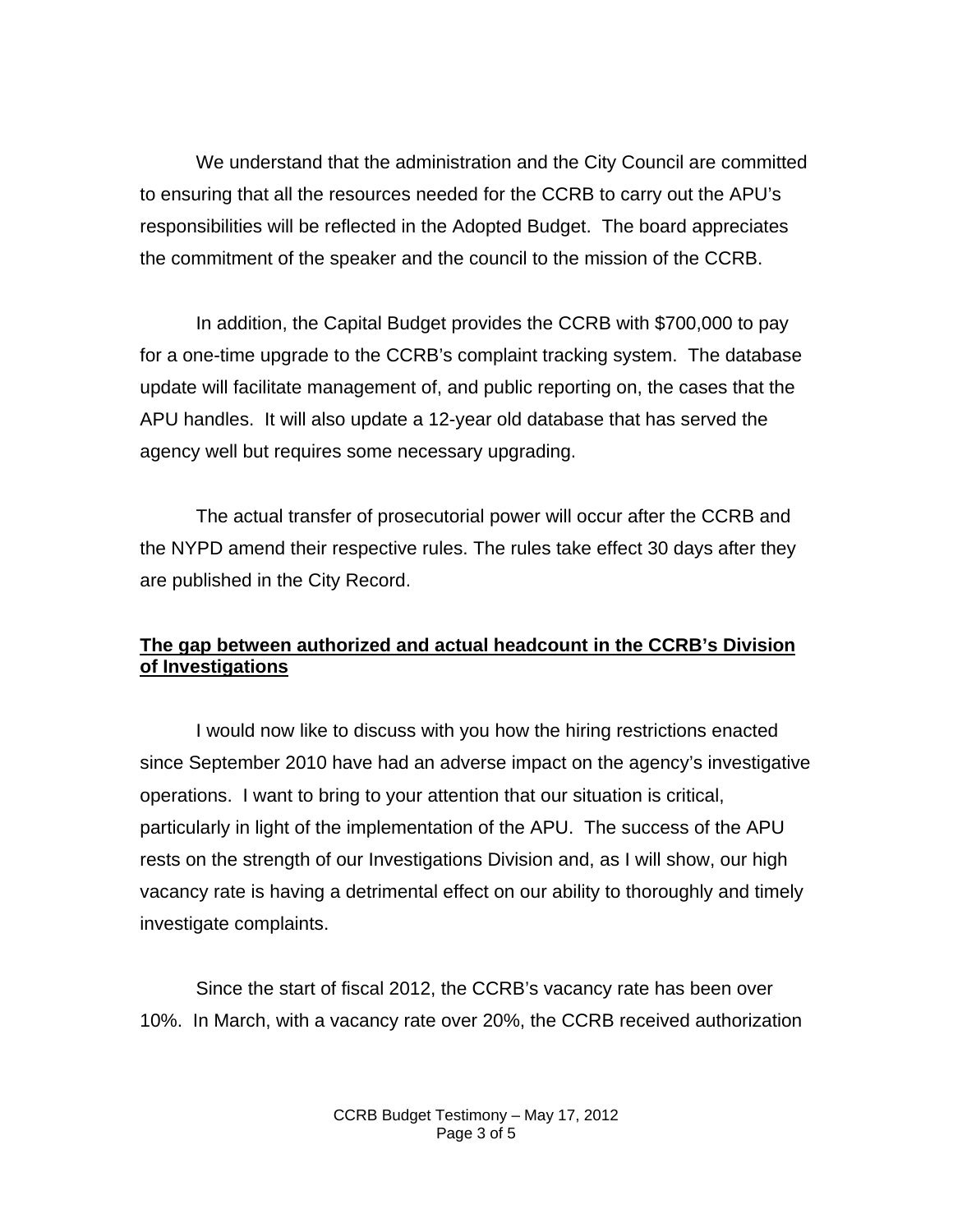We understand that the administration and the City Council are committed to ensuring that all the resources needed for the CCRB to carry out the APU's responsibilities will be reflected in the Adopted Budget. The board appreciates the commitment of the speaker and the council to the mission of the CCRB.

In addition, the Capital Budget provides the CCRB with $700,000 to pay for a one-time upgrade to the CCRB's complaint tracking system. The database update will facilitate management of, and public reporting on, the cases that the APU handles. It will also update a 12-year old database that has served the agency well but requires some necessary upgrading.

The actual transfer of prosecutorial power will occur after the CCRB and the NYPD amend their respective rules. The rules take effect 30 days after they are published in the City Record.

**<u>The gap between authorized and actual headcount in the CCRB's Division of Investigations</u>**

I would now like to discuss with you how the hiring restrictions enacted since September 2010 have had an adverse impact on the agency's investigative operations. I want to bring to your attention that our situation is critical, particularly in light of the implementation of the APU. The success of the APU rests on the strength of our Investigations Division and, as I will show, our high vacancy rate is having a detrimental effect on our ability to thoroughly and timely investigate complaints.

Since the start of fiscal 2012, the CCRB's vacancy rate has been over 10%. In March, with a vacancy rate over 20%, the CCRB received authorization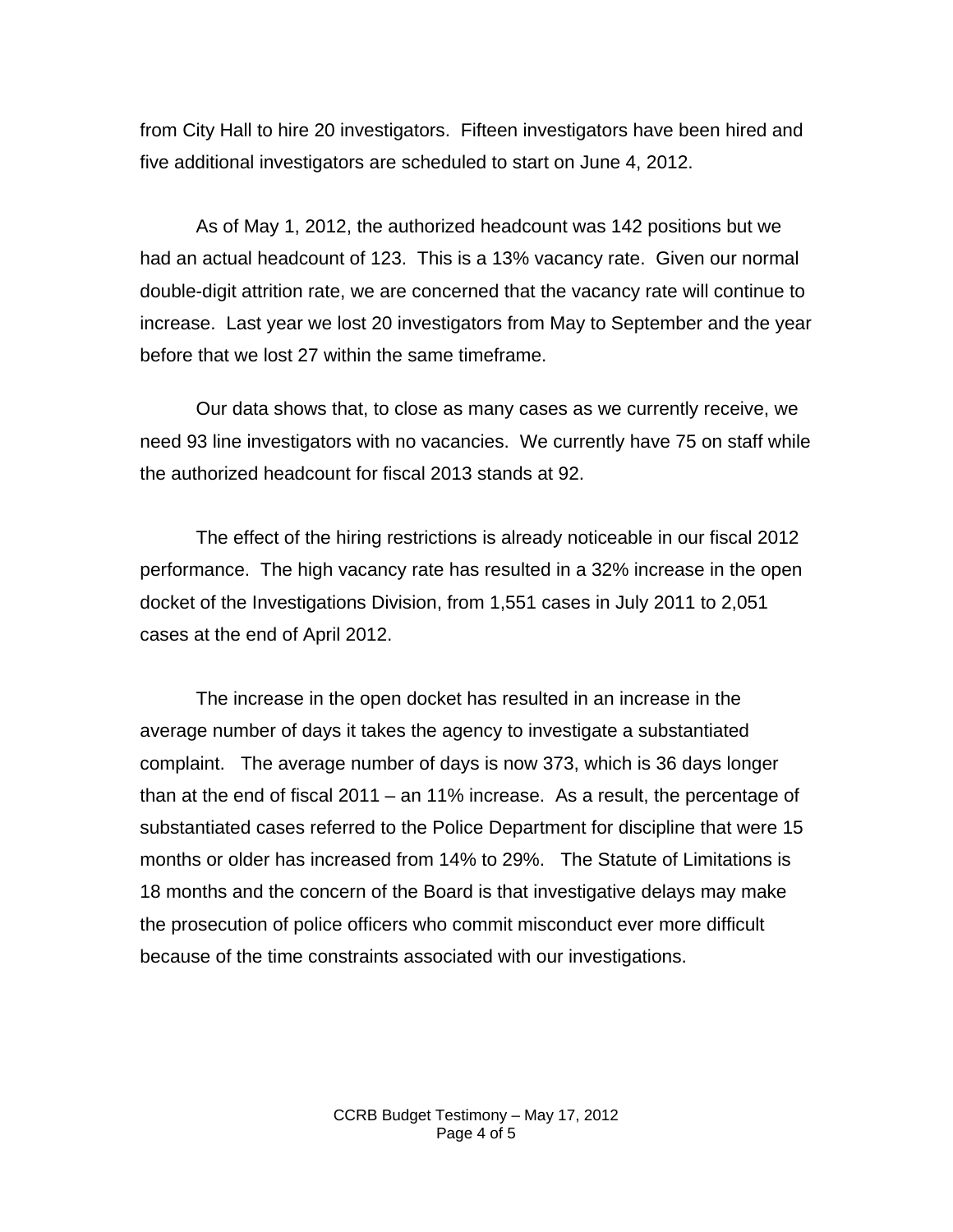from City Hall to hire 20 investigators. Fifteen investigators have been hired and five additional investigators are scheduled to start on June 4, 2012.

As of May 1, 2012, the authorized headcount was 142 positions but we had an actual headcount of 123. This is a 13% vacancy rate. Given our normal double-digit attrition rate, we are concerned that the vacancy rate will continue to increase. Last year we lost 20 investigators from May to September and the year before that we lost 27 within the same timeframe.

Our data shows that, to close as many cases as we currently receive, we need 93 line investigators with no vacancies. We currently have 75 on staff while the authorized headcount for fiscal 2013 stands at 92.

The effect of the hiring restrictions is already noticeable in our fiscal 2012 performance. The high vacancy rate has resulted in a 32% increase in the open docket of the Investigations Division, from 1,551 cases in July 2011 to 2,051 cases at the end of April 2012.

The increase in the open docket has resulted in an increase in the average number of days it takes the agency to investigate a substantiated complaint. The average number of days is now 373, which is 36 days longer than at the end of fiscal 2011 – an 11% increase. As a result, the percentage of substantiated cases referred to the Police Department for discipline that were 15 months or older has increased from 14% to 29%. The Statute of Limitations is 18 months and the concern of the Board is that investigative delays may make the prosecution of police officers who commit misconduct ever more difficult because of the time constraints associated with our investigations.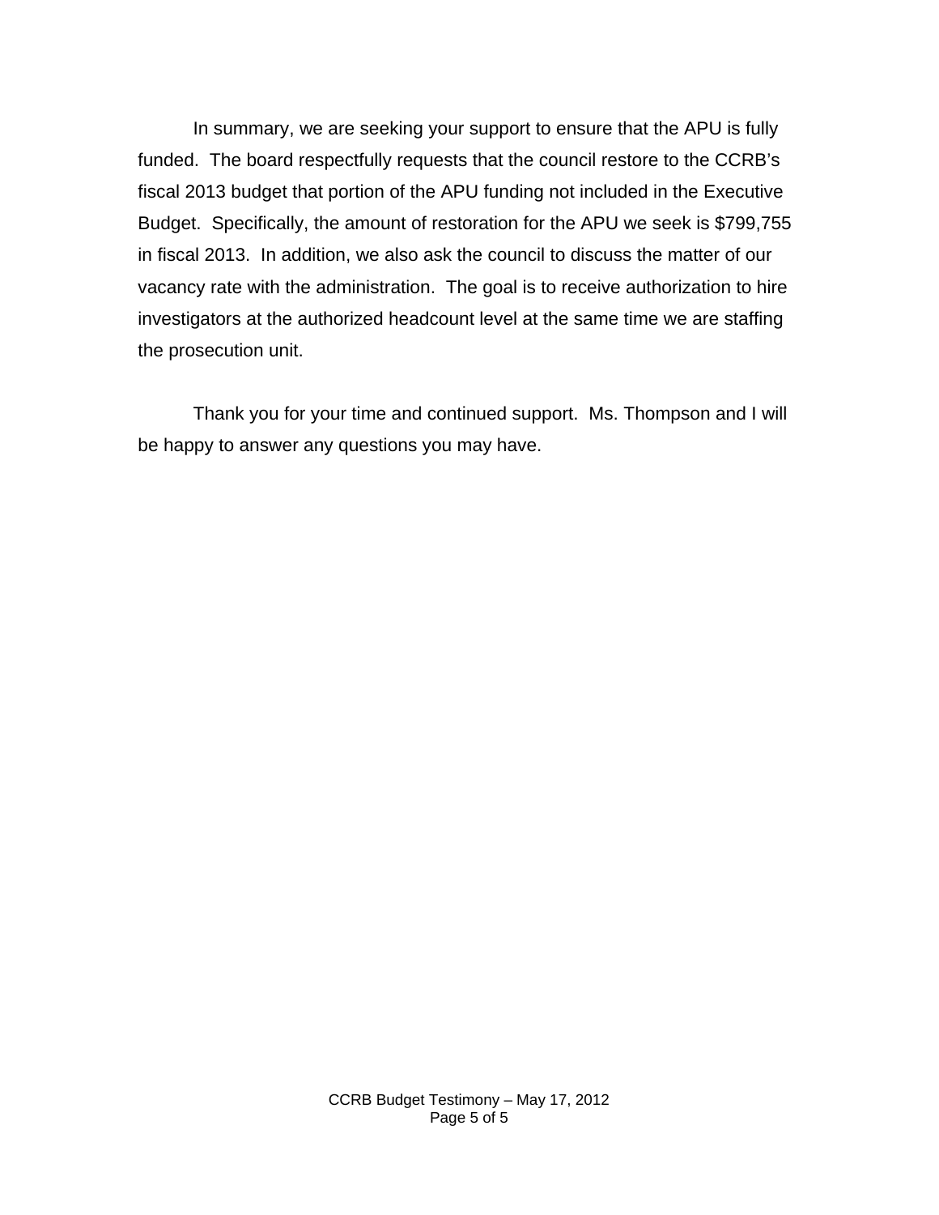In summary, we are seeking your support to ensure that the APU is fully funded. The board respectfully requests that the council restore to the CCRB's fiscal 2013 budget that portion of the APU funding not included in the Executive Budget. Specifically, the amount of restoration for the APU we seek is $799,755 in fiscal 2013. In addition, we also ask the council to discuss the matter of our vacancy rate with the administration. The goal is to receive authorization to hire investigators at the authorized headcount level at the same time we are staffing the prosecution unit.

Thank you for your time and continued support. Ms. Thompson and I will be happy to answer any questions you may have.